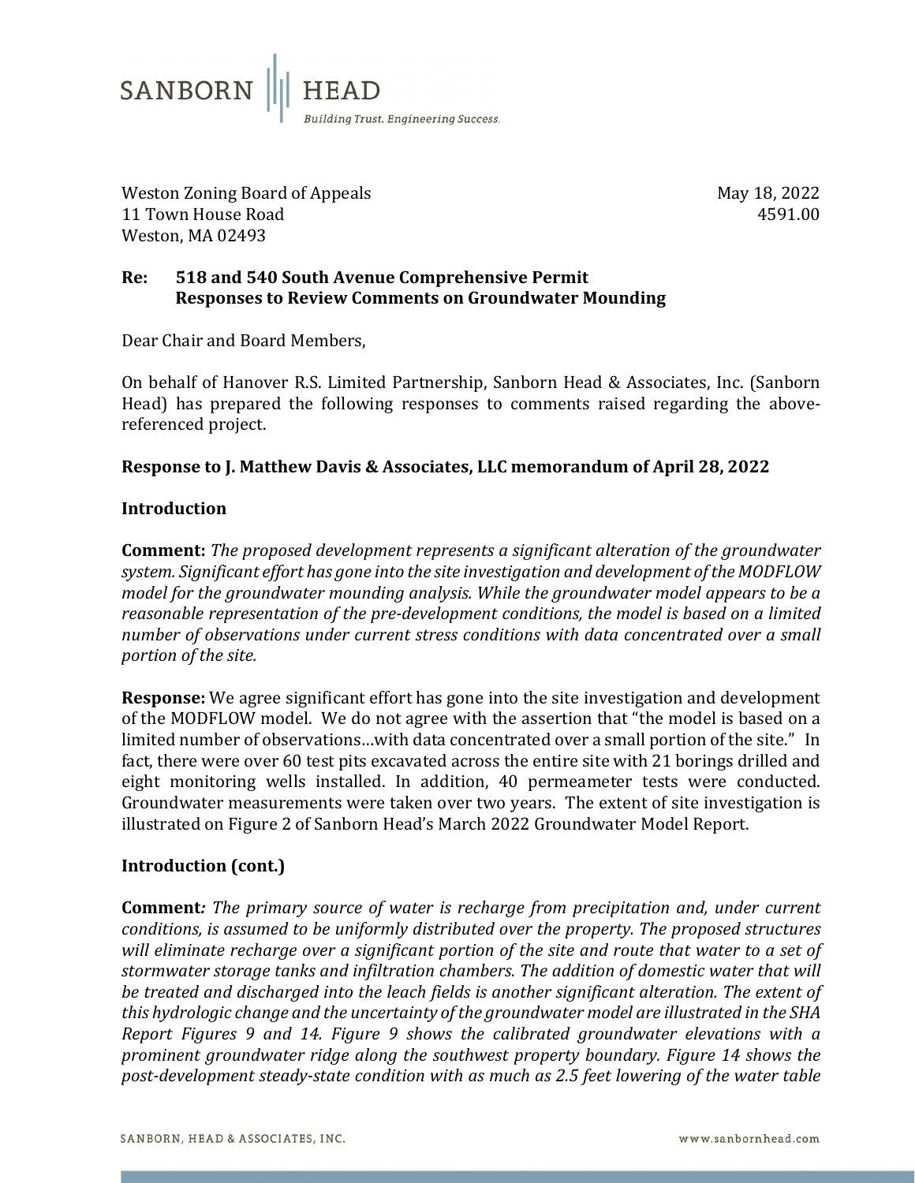SANBORN | HEAD

*Building Trust. Engineering Success.*

Weston Zoning Board of Appeals
11 Town House Road
Weston, MA 02493

May 18, 2022
4591.00

**Re: 518 and 540 South Avenue Comprehensive Permit**
**Responses to Review Comments on Groundwater Mounding**

Dear Chair and Board Members,

On behalf of Hanover R.S. Limited Partnership, Sanborn Head & Associates, Inc. (Sanborn Head) has prepared the following responses to comments raised regarding the above-referenced project.

**Response to J. Matthew Davis & Associates, LLC memorandum of April 28, 2022**

**Introduction**

**Comment:** *The proposed development represents a significant alteration of the groundwater system. Significant effort has gone into the site investigation and development of the MODFLOW model for the groundwater mounding analysis. While the groundwater model appears to be a reasonable representation of the pre-development conditions, the model is based on a limited number of observations under current stress conditions with data concentrated over a small portion of the site.*

**Response:** We agree significant effort has gone into the site investigation and development of the MODFLOW model. We do not agree with the assertion that "the model is based on a limited number of observations…with data concentrated over a small portion of the site." In fact, there were over 60 test pits excavated across the entire site with 21 borings drilled and eight monitoring wells installed. In addition, 40 permeameter tests were conducted. Groundwater measurements were taken over two years. The extent of site investigation is illustrated on Figure 2 of Sanborn Head's March 2022 Groundwater Model Report.

**Introduction (cont.)**

**Comment:** *The primary source of water is recharge from precipitation and, under current conditions, is assumed to be uniformly distributed over the property. The proposed structures will eliminate recharge over a significant portion of the site and route that water to a set of stormwater storage tanks and infiltration chambers. The addition of domestic water that will be treated and discharged into the leach fields is another significant alteration. The extent of this hydrologic change and the uncertainty of the groundwater model are illustrated in the SHA Report Figures 9 and 14. Figure 9 shows the calibrated groundwater elevations with a prominent groundwater ridge along the southwest property boundary. Figure 14 shows the post-development steady-state condition with as much as 2.5 feet lowering of the water table*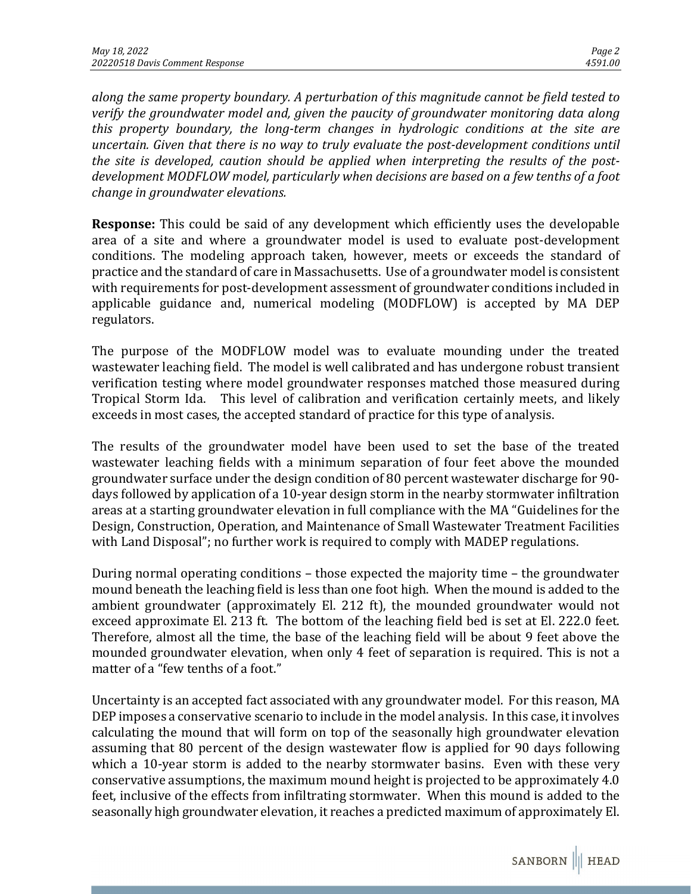*along the same property boundary. A perturbation of this magnitude cannot be field tested to verify the groundwater model and, given the paucity of groundwater monitoring data along this property boundary, the long-term changes in hydrologic conditions at the site are uncertain. Given that there is no way to truly evaluate the post-development conditions until the site is developed, caution should be applied when interpreting the results of the post-development MODFLOW model, particularly when decisions are based on a few tenths of a foot change in groundwater elevations.*

**Response:** This could be said of any development which efficiently uses the developable area of a site and where a groundwater model is used to evaluate post-development conditions. The modeling approach taken, however, meets or exceeds the standard of practice and the standard of care in Massachusetts. Use of a groundwater model is consistent with requirements for post-development assessment of groundwater conditions included in applicable guidance and, numerical modeling (MODFLOW) is accepted by MA DEP regulators.

The purpose of the MODFLOW model was to evaluate mounding under the treated wastewater leaching field. The model is well calibrated and has undergone robust transient verification testing where model groundwater responses matched those measured during Tropical Storm Ida. This level of calibration and verification certainly meets, and likely exceeds in most cases, the accepted standard of practice for this type of analysis.

The results of the groundwater model have been used to set the base of the treated wastewater leaching fields with a minimum separation of four feet above the mounded groundwater surface under the design condition of 80 percent wastewater discharge for 90-days followed by application of a 10-year design storm in the nearby stormwater infiltration areas at a starting groundwater elevation in full compliance with the MA "Guidelines for the Design, Construction, Operation, and Maintenance of Small Wastewater Treatment Facilities with Land Disposal"; no further work is required to comply with MADEP regulations.

During normal operating conditions – those expected the majority time – the groundwater mound beneath the leaching field is less than one foot high. When the mound is added to the ambient groundwater (approximately El. 212 ft), the mounded groundwater would not exceed approximate El. 213 ft. The bottom of the leaching field bed is set at El. 222.0 feet. Therefore, almost all the time, the base of the leaching field will be about 9 feet above the mounded groundwater elevation, when only 4 feet of separation is required. This is not a matter of a "few tenths of a foot."

Uncertainty is an accepted fact associated with any groundwater model. For this reason, MA DEP imposes a conservative scenario to include in the model analysis. In this case, it involves calculating the mound that will form on top of the seasonally high groundwater elevation assuming that 80 percent of the design wastewater flow is applied for 90 days following which a 10-year storm is added to the nearby stormwater basins. Even with these very conservative assumptions, the maximum mound height is projected to be approximately 4.0 feet, inclusive of the effects from infiltrating stormwater. When this mound is added to the seasonally high groundwater elevation, it reaches a predicted maximum of approximately El.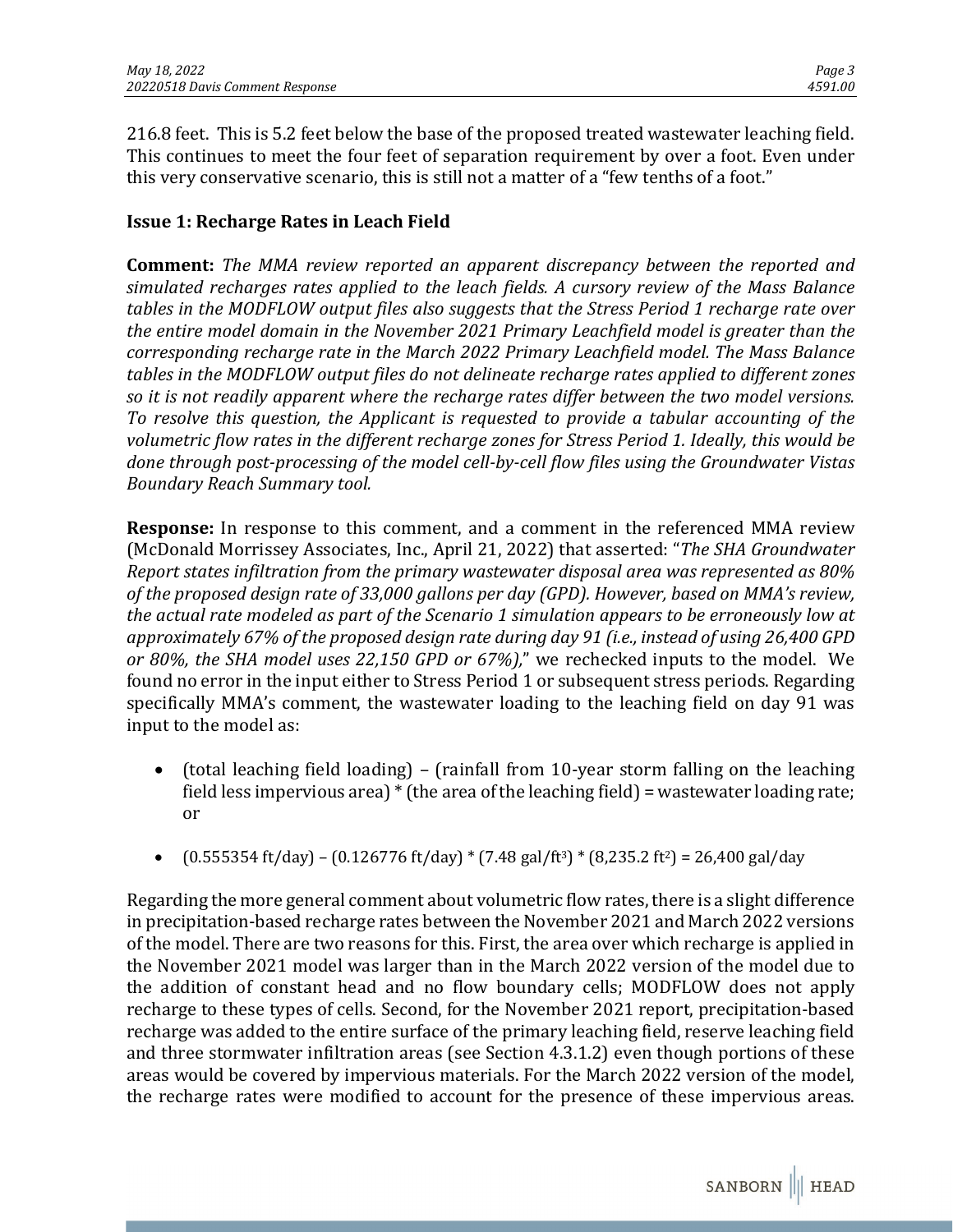216.8 feet. This is 5.2 feet below the base of the proposed treated wastewater leaching field. This continues to meet the four feet of separation requirement by over a foot. Even under this very conservative scenario, this is still not a matter of a "few tenths of a foot."

**Issue 1: Recharge Rates in Leach Field**

**Comment:** *The MMA review reported an apparent discrepancy between the reported and simulated recharges rates applied to the leach fields. A cursory review of the Mass Balance tables in the MODFLOW output files also suggests that the Stress Period 1 recharge rate over the entire model domain in the November 2021 Primary Leachfield model is greater than the corresponding recharge rate in the March 2022 Primary Leachfield model. The Mass Balance tables in the MODFLOW output files do not delineate recharge rates applied to different zones so it is not readily apparent where the recharge rates differ between the two model versions. To resolve this question, the Applicant is requested to provide a tabular accounting of the volumetric flow rates in the different recharge zones for Stress Period 1. Ideally, this would be done through post-processing of the model cell-by-cell flow files using the Groundwater Vistas Boundary Reach Summary tool.*

**Response:** In response to this comment, and a comment in the referenced MMA review (McDonald Morrissey Associates, Inc., April 21, 2022) that asserted: "*The SHA Groundwater Report states infiltration from the primary wastewater disposal area was represented as 80% of the proposed design rate of 33,000 gallons per day (GPD). However, based on MMA's review, the actual rate modeled as part of the Scenario 1 simulation appears to be erroneously low at approximately 67% of the proposed design rate during day 91 (i.e., instead of using 26,400 GPD or 80%, the SHA model uses 22,150 GPD or 67%),*" we rechecked inputs to the model. We found no error in the input either to Stress Period 1 or subsequent stress periods. Regarding specifically MMA's comment, the wastewater loading to the leaching field on day 91 was input to the model as:

- (total leaching field loading) – (rainfall from 10-year storm falling on the leaching field less impervious area) * (the area of the leaching field) = wastewater loading rate; or
- (0.555354 ft/day) – (0.126776 ft/day) * (7.48 gal/ft$^3$) * (8,235.2 ft$^2$) = 26,400 gal/day

Regarding the more general comment about volumetric flow rates, there is a slight difference in precipitation-based recharge rates between the November 2021 and March 2022 versions of the model. There are two reasons for this. First, the area over which recharge is applied in the November 2021 model was larger than in the March 2022 version of the model due to the addition of constant head and no flow boundary cells; MODFLOW does not apply recharge to these types of cells. Second, for the November 2021 report, precipitation-based recharge was added to the entire surface of the primary leaching field, reserve leaching field and three stormwater infiltration areas (see Section 4.3.1.2) even though portions of these areas would be covered by impervious materials. For the March 2022 version of the model, the recharge rates were modified to account for the presence of these impervious areas.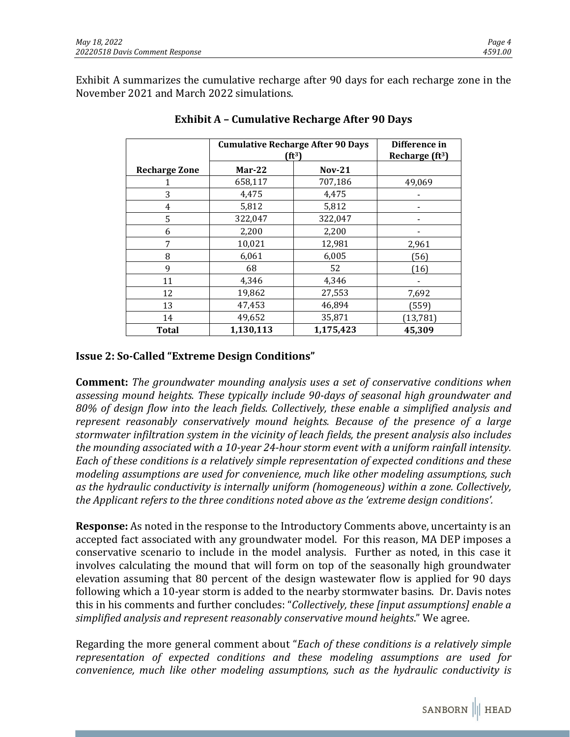Exhibit A summarizes the cumulative recharge after 90 days for each recharge zone in the November 2021 and March 2022 simulations.

**Exhibit A – Cumulative Recharge After 90 Days**

| | Cumulative Recharge After 90 Days ($ft^3$) | | Difference in Recharge ($ft^3$) |
|---|---|---|---|
| **Recharge Zone** | **Mar-22** | **Nov-21** | |
| 1 | 658,117 | 707,186 | 49,069 |
| 3 | 4,475 | 4,475 | - |
| 4 | 5,812 | 5,812 | - |
| 5 | 322,047 | 322,047 | - |
| 6 | 2,200 | 2,200 | - |
| 7 | 10,021 | 12,981 | 2,961 |
| 8 | 6,061 | 6,005 | (56) |
| 9 | 68 | 52 | (16) |
| 11 | 4,346 | 4,346 | - |
| 12 | 19,862 | 27,553 | 7,692 |
| 13 | 47,453 | 46,894 | (559) |
| 14 | 49,652 | 35,871 | (13,781) |
| **Total** | **1,130,113** | **1,175,423** | **45,309** |

**Issue 2: So-Called "Extreme Design Conditions"**

**Comment:** *The groundwater mounding analysis uses a set of conservative conditions when assessing mound heights. These typically include 90-days of seasonal high groundwater and 80% of design flow into the leach fields. Collectively, these enable a simplified analysis and represent reasonably conservatively mound heights. Because of the presence of a large stormwater infiltration system in the vicinity of leach fields, the present analysis also includes the mounding associated with a 10-year 24-hour storm event with a uniform rainfall intensity. Each of these conditions is a relatively simple representation of expected conditions and these modeling assumptions are used for convenience, much like other modeling assumptions, such as the hydraulic conductivity is internally uniform (homogeneous) within a zone. Collectively, the Applicant refers to the three conditions noted above as the 'extreme design conditions'.*

**Response:** As noted in the response to the Introductory Comments above, uncertainty is an accepted fact associated with any groundwater model. For this reason, MA DEP imposes a conservative scenario to include in the model analysis. Further as noted, in this case it involves calculating the mound that will form on top of the seasonally high groundwater elevation assuming that 80 percent of the design wastewater flow is applied for 90 days following which a 10-year storm is added to the nearby stormwater basins. Dr. Davis notes this in his comments and further concludes: "*Collectively, these [input assumptions] enable a simplified analysis and represent reasonably conservative mound heights*." We agree.

Regarding the more general comment about "*Each of these conditions is a relatively simple representation of expected conditions and these modeling assumptions are used for convenience, much like other modeling assumptions, such as the hydraulic conductivity is*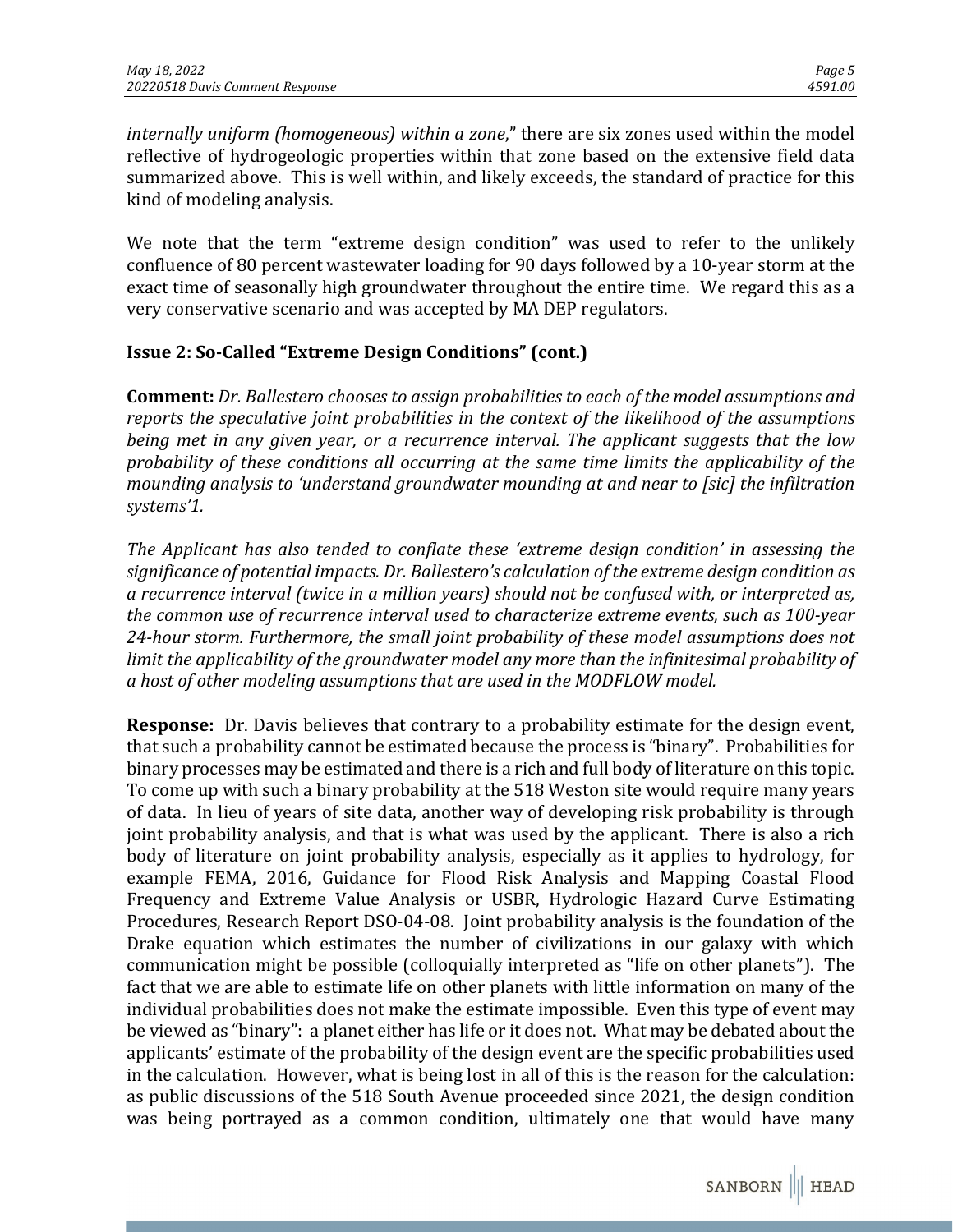*internally uniform (homogeneous) within a zone*," there are six zones used within the model reflective of hydrogeologic properties within that zone based on the extensive field data summarized above. This is well within, and likely exceeds, the standard of practice for this kind of modeling analysis.

We note that the term "extreme design condition" was used to refer to the unlikely confluence of 80 percent wastewater loading for 90 days followed by a 10-year storm at the exact time of seasonally high groundwater throughout the entire time. We regard this as a very conservative scenario and was accepted by MA DEP regulators.

### Issue 2: So-Called "Extreme Design Conditions" (cont.)

**Comment:** *Dr. Ballestero chooses to assign probabilities to each of the model assumptions and reports the speculative joint probabilities in the context of the likelihood of the assumptions being met in any given year, or a recurrence interval. The applicant suggests that the low probability of these conditions all occurring at the same time limits the applicability of the mounding analysis to 'understand groundwater mounding at and near to [sic] the infiltration systems'1.*

*The Applicant has also tended to conflate these 'extreme design condition' in assessing the significance of potential impacts. Dr. Ballestero's calculation of the extreme design condition as a recurrence interval (twice in a million years) should not be confused with, or interpreted as, the common use of recurrence interval used to characterize extreme events, such as 100-year 24-hour storm. Furthermore, the small joint probability of these model assumptions does not limit the applicability of the groundwater model any more than the infinitesimal probability of a host of other modeling assumptions that are used in the MODFLOW model.*

**Response:** Dr. Davis believes that contrary to a probability estimate for the design event, that such a probability cannot be estimated because the process is "binary". Probabilities for binary processes may be estimated and there is a rich and full body of literature on this topic. To come up with such a binary probability at the 518 Weston site would require many years of data. In lieu of years of site data, another way of developing risk probability is through joint probability analysis, and that is what was used by the applicant. There is also a rich body of literature on joint probability analysis, especially as it applies to hydrology, for example FEMA, 2016, Guidance for Flood Risk Analysis and Mapping Coastal Flood Frequency and Extreme Value Analysis or USBR, Hydrologic Hazard Curve Estimating Procedures, Research Report DSO-04-08. Joint probability analysis is the foundation of the Drake equation which estimates the number of civilizations in our galaxy with which communication might be possible (colloquially interpreted as "life on other planets"). The fact that we are able to estimate life on other planets with little information on many of the individual probabilities does not make the estimate impossible. Even this type of event may be viewed as "binary": a planet either has life or it does not. What may be debated about the applicants' estimate of the probability of the design event are the specific probabilities used in the calculation. However, what is being lost in all of this is the reason for the calculation: as public discussions of the 518 South Avenue proceeded since 2021, the design condition was being portrayed as a common condition, ultimately one that would have many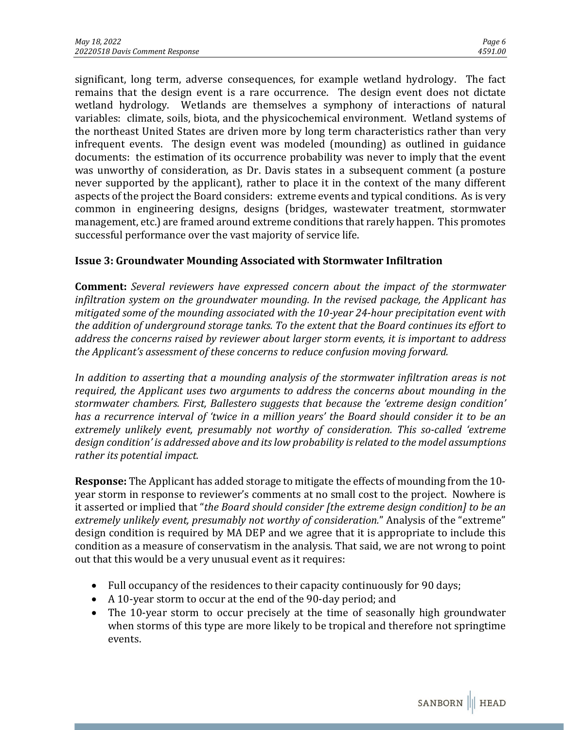significant, long term, adverse consequences, for example wetland hydrology. The fact remains that the design event is a rare occurrence. The design event does not dictate wetland hydrology. Wetlands are themselves a symphony of interactions of natural variables: climate, soils, biota, and the physicochemical environment. Wetland systems of the northeast United States are driven more by long term characteristics rather than very infrequent events. The design event was modeled (mounding) as outlined in guidance documents: the estimation of its occurrence probability was never to imply that the event was unworthy of consideration, as Dr. Davis states in a subsequent comment (a posture never supported by the applicant), rather to place it in the context of the many different aspects of the project the Board considers: extreme events and typical conditions. As is very common in engineering designs, designs (bridges, wastewater treatment, stormwater management, etc.) are framed around extreme conditions that rarely happen. This promotes successful performance over the vast majority of service life.

**Issue 3: Groundwater Mounding Associated with Stormwater Infiltration**

**Comment:** *Several reviewers have expressed concern about the impact of the stormwater infiltration system on the groundwater mounding. In the revised package, the Applicant has mitigated some of the mounding associated with the 10-year 24-hour precipitation event with the addition of underground storage tanks. To the extent that the Board continues its effort to address the concerns raised by reviewer about larger storm events, it is important to address the Applicant's assessment of these concerns to reduce confusion moving forward.*

*In addition to asserting that a mounding analysis of the stormwater infiltration areas is not required, the Applicant uses two arguments to address the concerns about mounding in the stormwater chambers. First, Ballestero suggests that because the 'extreme design condition' has a recurrence interval of 'twice in a million years' the Board should consider it to be an extremely unlikely event, presumably not worthy of consideration. This so-called 'extreme design condition' is addressed above and its low probability is related to the model assumptions rather its potential impact.*

**Response:** The Applicant has added storage to mitigate the effects of mounding from the 10-year storm in response to reviewer's comments at no small cost to the project. Nowhere is it asserted or implied that "*the Board should consider [the extreme design condition] to be an extremely unlikely event, presumably not worthy of consideration.*" Analysis of the "extreme" design condition is required by MA DEP and we agree that it is appropriate to include this condition as a measure of conservatism in the analysis. That said, we are not wrong to point out that this would be a very unusual event as it requires:

- Full occupancy of the residences to their capacity continuously for 90 days;
- A 10-year storm to occur at the end of the 90-day period; and
- The 10-year storm to occur precisely at the time of seasonally high groundwater when storms of this type are more likely to be tropical and therefore not springtime events.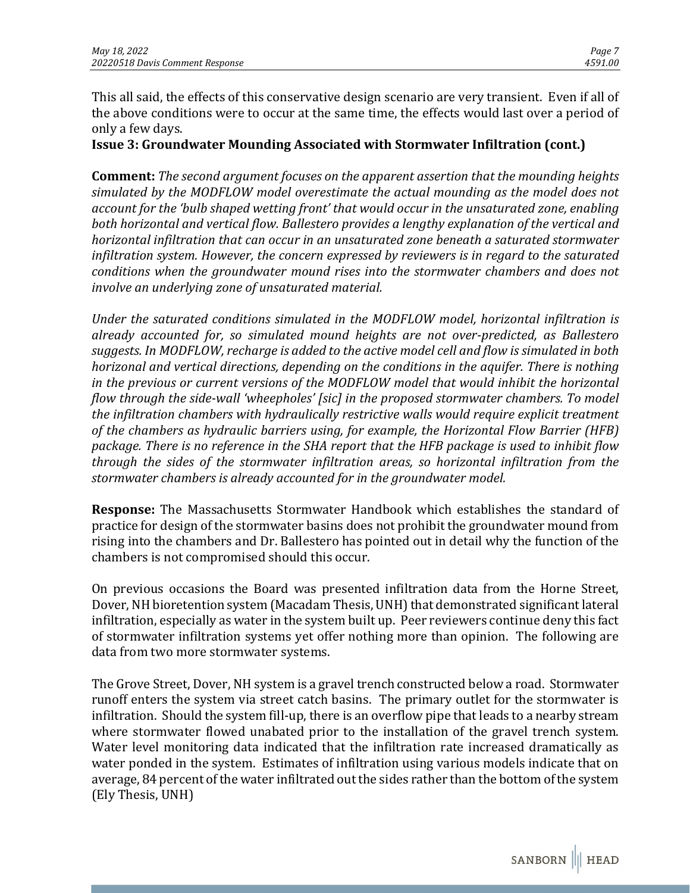This all said, the effects of this conservative design scenario are very transient. Even if all of the above conditions were to occur at the same time, the effects would last over a period of only a few days.

**Issue 3: Groundwater Mounding Associated with Stormwater Infiltration (cont.)**

**Comment:** *The second argument focuses on the apparent assertion that the mounding heights simulated by the MODFLOW model overestimate the actual mounding as the model does not account for the 'bulb shaped wetting front' that would occur in the unsaturated zone, enabling both horizontal and vertical flow. Ballestero provides a lengthy explanation of the vertical and horizontal infiltration that can occur in an unsaturated zone beneath a saturated stormwater infiltration system. However, the concern expressed by reviewers is in regard to the saturated conditions when the groundwater mound rises into the stormwater chambers and does not involve an underlying zone of unsaturated material.*

*Under the saturated conditions simulated in the MODFLOW model, horizontal infiltration is already accounted for, so simulated mound heights are not over-predicted, as Ballestero suggests. In MODFLOW, recharge is added to the active model cell and flow is simulated in both horizonal and vertical directions, depending on the conditions in the aquifer. There is nothing in the previous or current versions of the MODFLOW model that would inhibit the horizontal flow through the side-wall 'wheepholes' [sic] in the proposed stormwater chambers. To model the infiltration chambers with hydraulically restrictive walls would require explicit treatment of the chambers as hydraulic barriers using, for example, the Horizontal Flow Barrier (HFB) package. There is no reference in the SHA report that the HFB package is used to inhibit flow through the sides of the stormwater infiltration areas, so horizontal infiltration from the stormwater chambers is already accounted for in the groundwater model.*

**Response:** The Massachusetts Stormwater Handbook which establishes the standard of practice for design of the stormwater basins does not prohibit the groundwater mound from rising into the chambers and Dr. Ballestero has pointed out in detail why the function of the chambers is not compromised should this occur.

On previous occasions the Board was presented infiltration data from the Horne Street, Dover, NH bioretention system (Macadam Thesis, UNH) that demonstrated significant lateral infiltration, especially as water in the system built up. Peer reviewers continue deny this fact of stormwater infiltration systems yet offer nothing more than opinion. The following are data from two more stormwater systems.

The Grove Street, Dover, NH system is a gravel trench constructed below a road. Stormwater runoff enters the system via street catch basins. The primary outlet for the stormwater is infiltration. Should the system fill-up, there is an overflow pipe that leads to a nearby stream where stormwater flowed unabated prior to the installation of the gravel trench system. Water level monitoring data indicated that the infiltration rate increased dramatically as water ponded in the system. Estimates of infiltration using various models indicate that on average, 84 percent of the water infiltrated out the sides rather than the bottom of the system (Ely Thesis, UNH)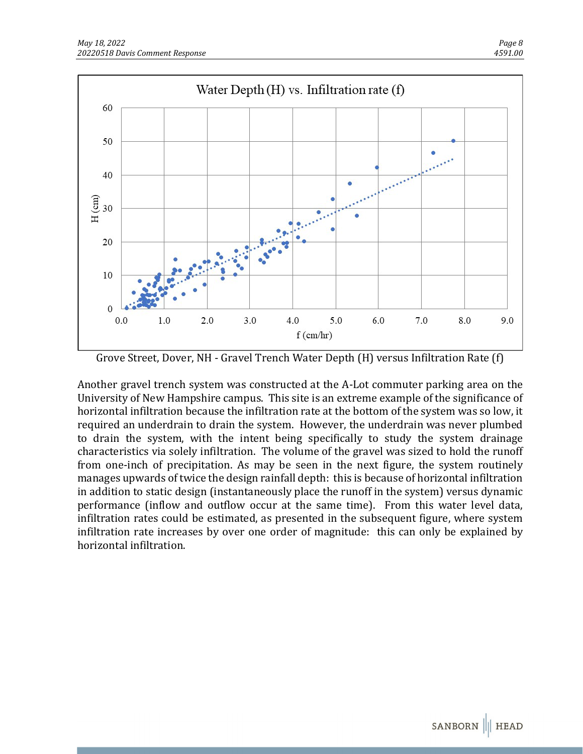Grove Street, Dover, NH - Gravel Trench Water Depth (H) versus Infiltration Rate (f)

Another gravel trench system was constructed at the A-Lot commuter parking area on the University of New Hampshire campus. This site is an extreme example of the significance of horizontal infiltration because the infiltration rate at the bottom of the system was so low, it required an underdrain to drain the system. However, the underdrain was never plumbed to drain the system, with the intent being specifically to study the system drainage characteristics via solely infiltration. The volume of the gravel was sized to hold the runoff from one-inch of precipitation. As may be seen in the next figure, the system routinely manages upwards of twice the design rainfall depth: this is because of horizontal infiltration in addition to static design (instantaneously place the runoff in the system) versus dynamic performance (inflow and outflow occur at the same time). From this water level data, infiltration rates could be estimated, as presented in the subsequent figure, where system infiltration rate increases by over one order of magnitude: this can only be explained by horizontal infiltration.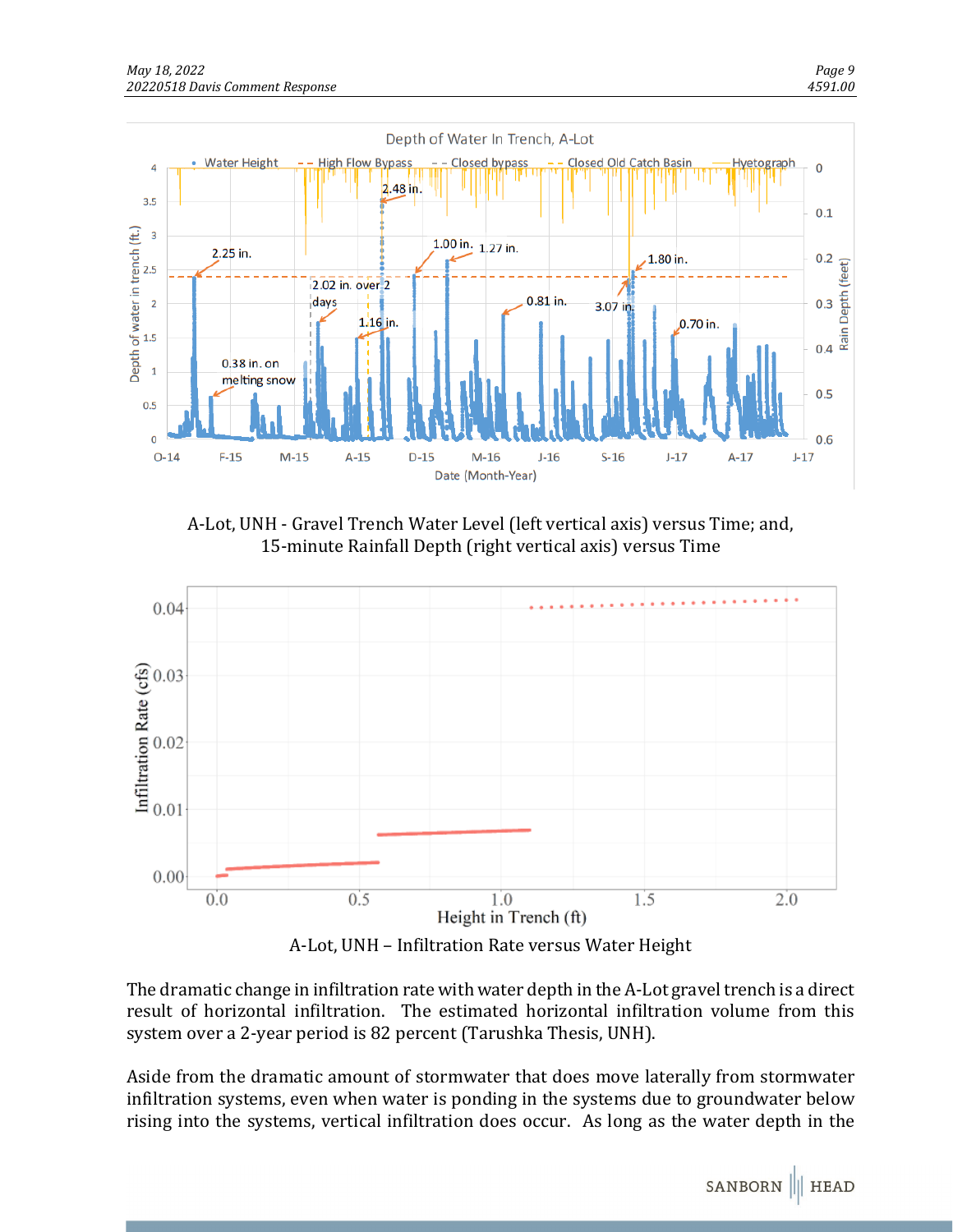A-Lot, UNH - Gravel Trench Water Level (left vertical axis) versus Time; and, 15-minute Rainfall Depth (right vertical axis) versus Time

A-Lot, UNH – Infiltration Rate versus Water Height

The dramatic change in infiltration rate with water depth in the A-Lot gravel trench is a direct result of horizontal infiltration. The estimated horizontal infiltration volume from this system over a 2-year period is 82 percent (Tarushka Thesis, UNH).

Aside from the dramatic amount of stormwater that does move laterally from stormwater infiltration systems, even when water is ponding in the systems due to groundwater below rising into the systems, vertical infiltration does occur. As long as the water depth in the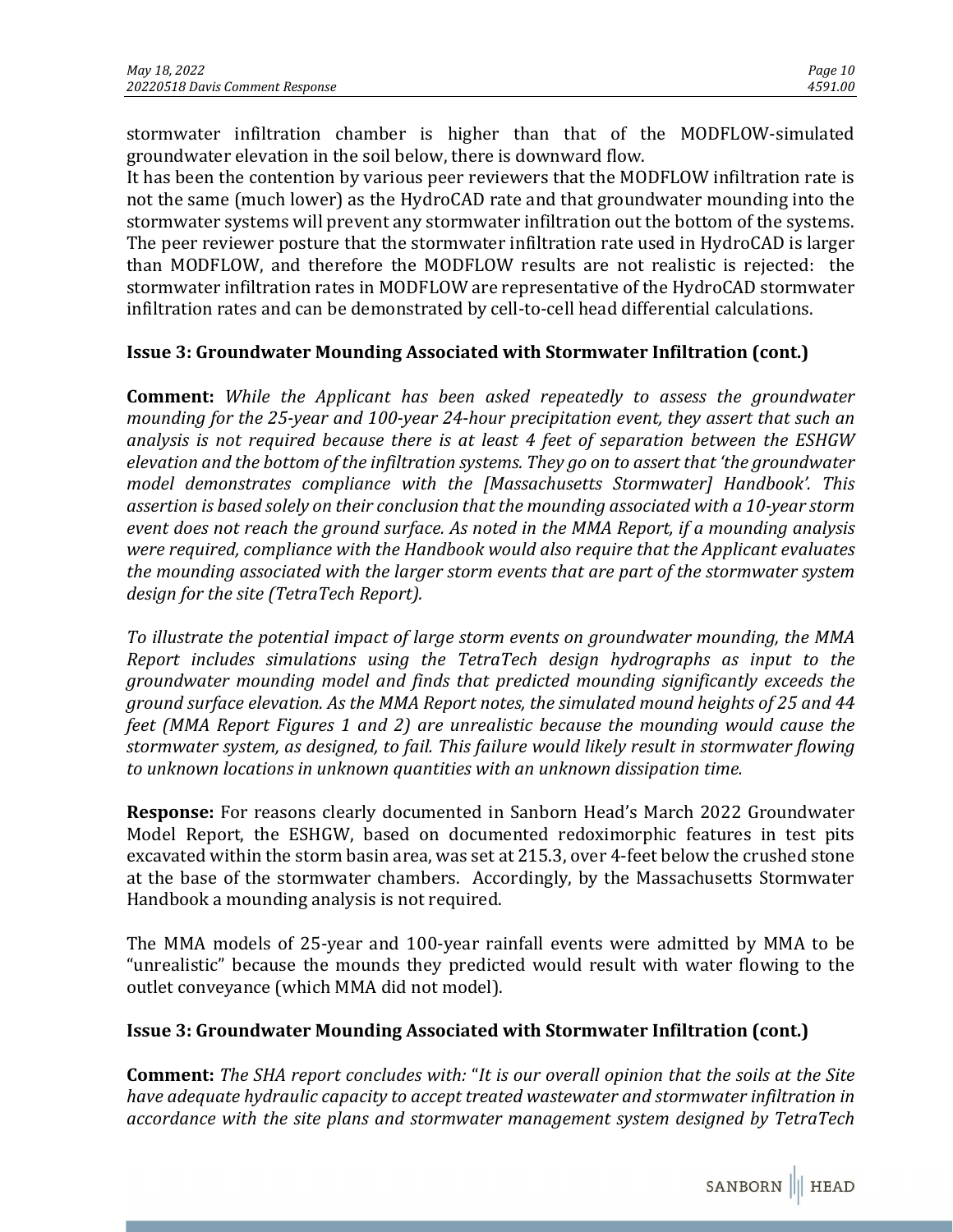stormwater infiltration chamber is higher than that of the MODFLOW-simulated groundwater elevation in the soil below, there is downward flow.

It has been the contention by various peer reviewers that the MODFLOW infiltration rate is not the same (much lower) as the HydroCAD rate and that groundwater mounding into the stormwater systems will prevent any stormwater infiltration out the bottom of the systems. The peer reviewer posture that the stormwater infiltration rate used in HydroCAD is larger than MODFLOW, and therefore the MODFLOW results are not realistic is rejected: the stormwater infiltration rates in MODFLOW are representative of the HydroCAD stormwater infiltration rates and can be demonstrated by cell-to-cell head differential calculations.

### Issue 3: Groundwater Mounding Associated with Stormwater Infiltration (cont.)

**Comment:** *While the Applicant has been asked repeatedly to assess the groundwater mounding for the 25-year and 100-year 24-hour precipitation event, they assert that such an analysis is not required because there is at least 4 feet of separation between the ESHGW elevation and the bottom of the infiltration systems. They go on to assert that 'the groundwater model demonstrates compliance with the [Massachusetts Stormwater] Handbook'. This assertion is based solely on their conclusion that the mounding associated with a 10-year storm event does not reach the ground surface. As noted in the MMA Report, if a mounding analysis were required, compliance with the Handbook would also require that the Applicant evaluates the mounding associated with the larger storm events that are part of the stormwater system design for the site (TetraTech Report).*

*To illustrate the potential impact of large storm events on groundwater mounding, the MMA Report includes simulations using the TetraTech design hydrographs as input to the groundwater mounding model and finds that predicted mounding significantly exceeds the ground surface elevation. As the MMA Report notes, the simulated mound heights of 25 and 44 feet (MMA Report Figures 1 and 2) are unrealistic because the mounding would cause the stormwater system, as designed, to fail. This failure would likely result in stormwater flowing to unknown locations in unknown quantities with an unknown dissipation time.*

**Response:** For reasons clearly documented in Sanborn Head's March 2022 Groundwater Model Report, the ESHGW, based on documented redoximorphic features in test pits excavated within the storm basin area, was set at 215.3, over 4-feet below the crushed stone at the base of the stormwater chambers. Accordingly, by the Massachusetts Stormwater Handbook a mounding analysis is not required.

The MMA models of 25-year and 100-year rainfall events were admitted by MMA to be "unrealistic" because the mounds they predicted would result with water flowing to the outlet conveyance (which MMA did not model).

### Issue 3: Groundwater Mounding Associated with Stormwater Infiltration (cont.)

**Comment:** *The SHA report concludes with: "It is our overall opinion that the soils at the Site have adequate hydraulic capacity to accept treated wastewater and stormwater infiltration in accordance with the site plans and stormwater management system designed by TetraTech*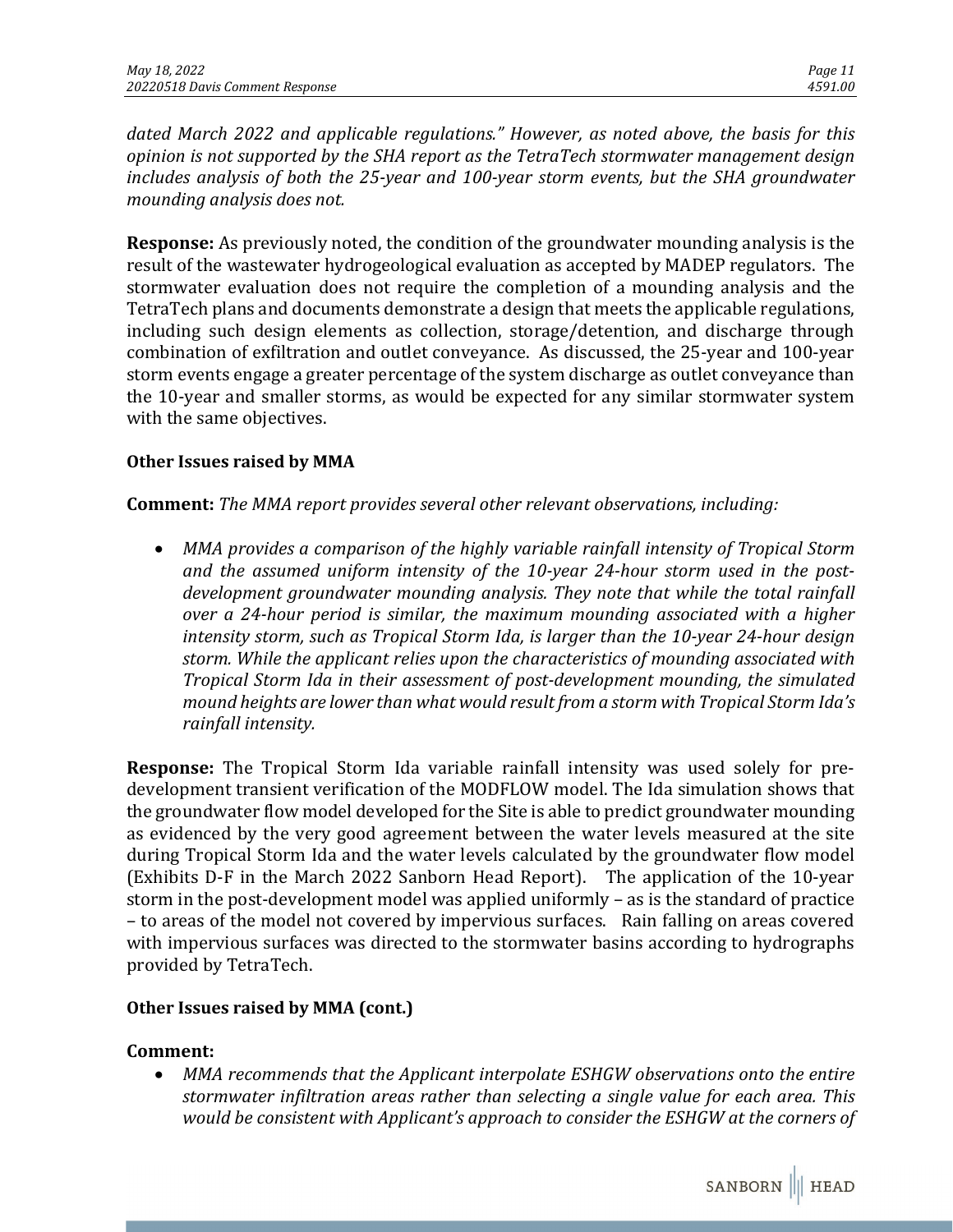*dated March 2022 and applicable regulations." However, as noted above, the basis for this opinion is not supported by the SHA report as the TetraTech stormwater management design includes analysis of both the 25-year and 100-year storm events, but the SHA groundwater mounding analysis does not.*

**Response:** As previously noted, the condition of the groundwater mounding analysis is the result of the wastewater hydrogeological evaluation as accepted by MADEP regulators. The stormwater evaluation does not require the completion of a mounding analysis and the TetraTech plans and documents demonstrate a design that meets the applicable regulations, including such design elements as collection, storage/detention, and discharge through combination of exfiltration and outlet conveyance. As discussed, the 25-year and 100-year storm events engage a greater percentage of the system discharge as outlet conveyance than the 10-year and smaller storms, as would be expected for any similar stormwater system with the same objectives.

**Other Issues raised by MMA**

**Comment:** *The MMA report provides several other relevant observations, including:*

- *MMA provides a comparison of the highly variable rainfall intensity of Tropical Storm and the assumed uniform intensity of the 10-year 24-hour storm used in the post-development groundwater mounding analysis. They note that while the total rainfall over a 24-hour period is similar, the maximum mounding associated with a higher intensity storm, such as Tropical Storm Ida, is larger than the 10-year 24-hour design storm. While the applicant relies upon the characteristics of mounding associated with Tropical Storm Ida in their assessment of post-development mounding, the simulated mound heights are lower than what would result from a storm with Tropical Storm Ida's rainfall intensity.*

**Response:** The Tropical Storm Ida variable rainfall intensity was used solely for pre-development transient verification of the MODFLOW model. The Ida simulation shows that the groundwater flow model developed for the Site is able to predict groundwater mounding as evidenced by the very good agreement between the water levels measured at the site during Tropical Storm Ida and the water levels calculated by the groundwater flow model (Exhibits D-F in the March 2022 Sanborn Head Report). The application of the 10-year storm in the post-development model was applied uniformly – as is the standard of practice – to areas of the model not covered by impervious surfaces. Rain falling on areas covered with impervious surfaces was directed to the stormwater basins according to hydrographs provided by TetraTech.

**Other Issues raised by MMA (cont.)**

**Comment:**

- *MMA recommends that the Applicant interpolate ESHGW observations onto the entire stormwater infiltration areas rather than selecting a single value for each area. This would be consistent with Applicant's approach to consider the ESHGW at the corners of*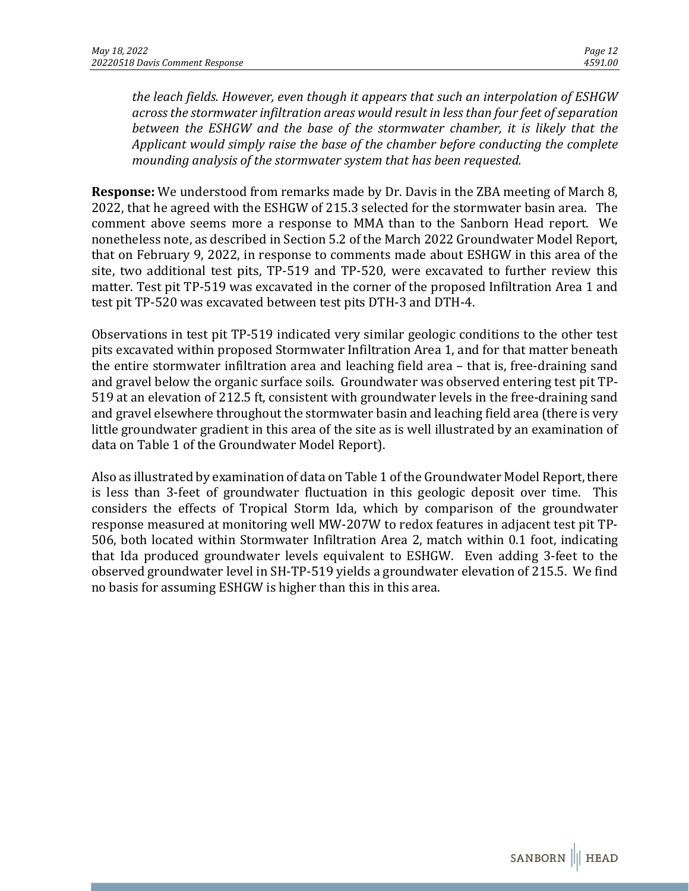*the leach fields. However, even though it appears that such an interpolation of ESHGW across the stormwater infiltration areas would result in less than four feet of separation between the ESHGW and the base of the stormwater chamber, it is likely that the Applicant would simply raise the base of the chamber before conducting the complete mounding analysis of the stormwater system that has been requested.*

**Response:** We understood from remarks made by Dr. Davis in the ZBA meeting of March 8, 2022, that he agreed with the ESHGW of 215.3 selected for the stormwater basin area. The comment above seems more a response to MMA than to the Sanborn Head report. We nonetheless note, as described in Section 5.2 of the March 2022 Groundwater Model Report, that on February 9, 2022, in response to comments made about ESHGW in this area of the site, two additional test pits, TP-519 and TP-520, were excavated to further review this matter. Test pit TP-519 was excavated in the corner of the proposed Infiltration Area 1 and test pit TP-520 was excavated between test pits DTH-3 and DTH-4.

Observations in test pit TP-519 indicated very similar geologic conditions to the other test pits excavated within proposed Stormwater Infiltration Area 1, and for that matter beneath the entire stormwater infiltration area and leaching field area – that is, free-draining sand and gravel below the organic surface soils. Groundwater was observed entering test pit TP-519 at an elevation of 212.5 ft, consistent with groundwater levels in the free-draining sand and gravel elsewhere throughout the stormwater basin and leaching field area (there is very little groundwater gradient in this area of the site as is well illustrated by an examination of data on Table 1 of the Groundwater Model Report).

Also as illustrated by examination of data on Table 1 of the Groundwater Model Report, there is less than 3-feet of groundwater fluctuation in this geologic deposit over time. This considers the effects of Tropical Storm Ida, which by comparison of the groundwater response measured at monitoring well MW-207W to redox features in adjacent test pit TP-506, both located within Stormwater Infiltration Area 2, match within 0.1 foot, indicating that Ida produced groundwater levels equivalent to ESHGW. Even adding 3-feet to the observed groundwater level in SH-TP-519 yields a groundwater elevation of 215.5. We find no basis for assuming ESHGW is higher than this in this area.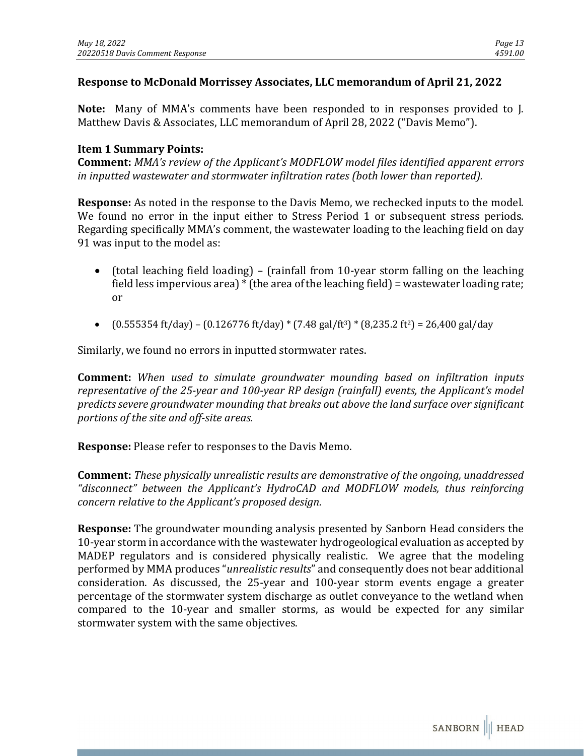**Response to McDonald Morrissey Associates, LLC memorandum of April 21, 2022**

**Note:** Many of MMA's comments have been responded to in responses provided to J. Matthew Davis & Associates, LLC memorandum of April 28, 2022 ("Davis Memo").

**Item 1 Summary Points:**

**Comment:** *MMA's review of the Applicant's MODFLOW model files identified apparent errors in inputted wastewater and stormwater infiltration rates (both lower than reported).*

**Response:** As noted in the response to the Davis Memo, we rechecked inputs to the model. We found no error in the input either to Stress Period 1 or subsequent stress periods. Regarding specifically MMA's comment, the wastewater loading to the leaching field on day 91 was input to the model as:

- (total leaching field loading) – (rainfall from 10-year storm falling on the leaching field less impervious area) * (the area of the leaching field) = wastewater loading rate; or
- (0.555354 ft/day) – (0.126776 ft/day) * (7.48 gal/ft$^3$) * (8,235.2 ft$^2$) = 26,400 gal/day

Similarly, we found no errors in inputted stormwater rates.

**Comment:** *When used to simulate groundwater mounding based on infiltration inputs representative of the 25-year and 100-year RP design (rainfall) events, the Applicant's model predicts severe groundwater mounding that breaks out above the land surface over significant portions of the site and off-site areas.*

**Response:** Please refer to responses to the Davis Memo.

**Comment:** *These physically unrealistic results are demonstrative of the ongoing, unaddressed "disconnect" between the Applicant's HydroCAD and MODFLOW models, thus reinforcing concern relative to the Applicant's proposed design.*

**Response:** The groundwater mounding analysis presented by Sanborn Head considers the 10-year storm in accordance with the wastewater hydrogeological evaluation as accepted by MADEP regulators and is considered physically realistic. We agree that the modeling performed by MMA produces "*unrealistic results*" and consequently does not bear additional consideration. As discussed, the 25-year and 100-year storm events engage a greater percentage of the stormwater system discharge as outlet conveyance to the wetland when compared to the 10-year and smaller storms, as would be expected for any similar stormwater system with the same objectives.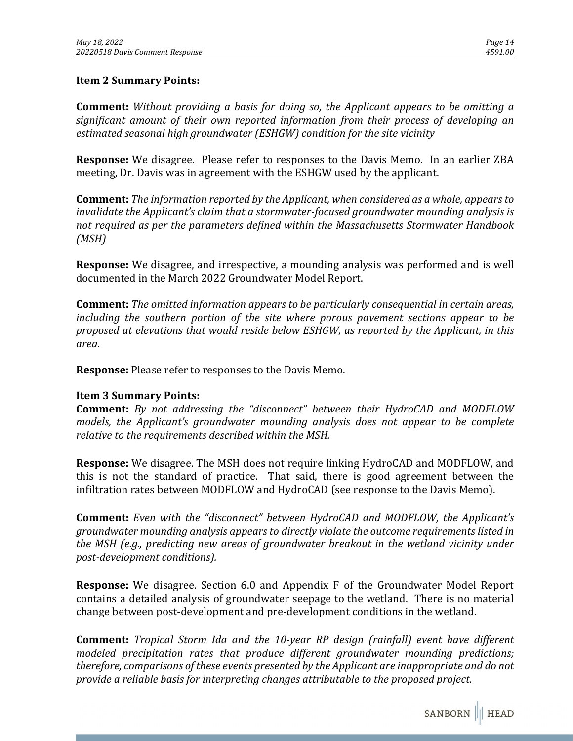**Item 2 Summary Points:**

**Comment:** *Without providing a basis for doing so, the Applicant appears to be omitting a significant amount of their own reported information from their process of developing an estimated seasonal high groundwater (ESHGW) condition for the site vicinity*

**Response:** We disagree. Please refer to responses to the Davis Memo. In an earlier ZBA meeting, Dr. Davis was in agreement with the ESHGW used by the applicant.

**Comment:** *The information reported by the Applicant, when considered as a whole, appears to invalidate the Applicant's claim that a stormwater-focused groundwater mounding analysis is not required as per the parameters defined within the Massachusetts Stormwater Handbook (MSH)*

**Response:** We disagree, and irrespective, a mounding analysis was performed and is well documented in the March 2022 Groundwater Model Report.

**Comment:** *The omitted information appears to be particularly consequential in certain areas, including the southern portion of the site where porous pavement sections appear to be proposed at elevations that would reside below ESHGW, as reported by the Applicant, in this area.*

**Response:** Please refer to responses to the Davis Memo.

**Item 3 Summary Points:**

**Comment:** *By not addressing the "disconnect" between their HydroCAD and MODFLOW models, the Applicant's groundwater mounding analysis does not appear to be complete relative to the requirements described within the MSH.*

**Response:** We disagree. The MSH does not require linking HydroCAD and MODFLOW, and this is not the standard of practice. That said, there is good agreement between the infiltration rates between MODFLOW and HydroCAD (see response to the Davis Memo).

**Comment:** *Even with the "disconnect" between HydroCAD and MODFLOW, the Applicant's groundwater mounding analysis appears to directly violate the outcome requirements listed in the MSH (e.g., predicting new areas of groundwater breakout in the wetland vicinity under post-development conditions).*

**Response:** We disagree. Section 6.0 and Appendix F of the Groundwater Model Report contains a detailed analysis of groundwater seepage to the wetland. There is no material change between post-development and pre-development conditions in the wetland.

**Comment:** *Tropical Storm Ida and the 10-year RP design (rainfall) event have different modeled precipitation rates that produce different groundwater mounding predictions; therefore, comparisons of these events presented by the Applicant are inappropriate and do not provide a reliable basis for interpreting changes attributable to the proposed project.*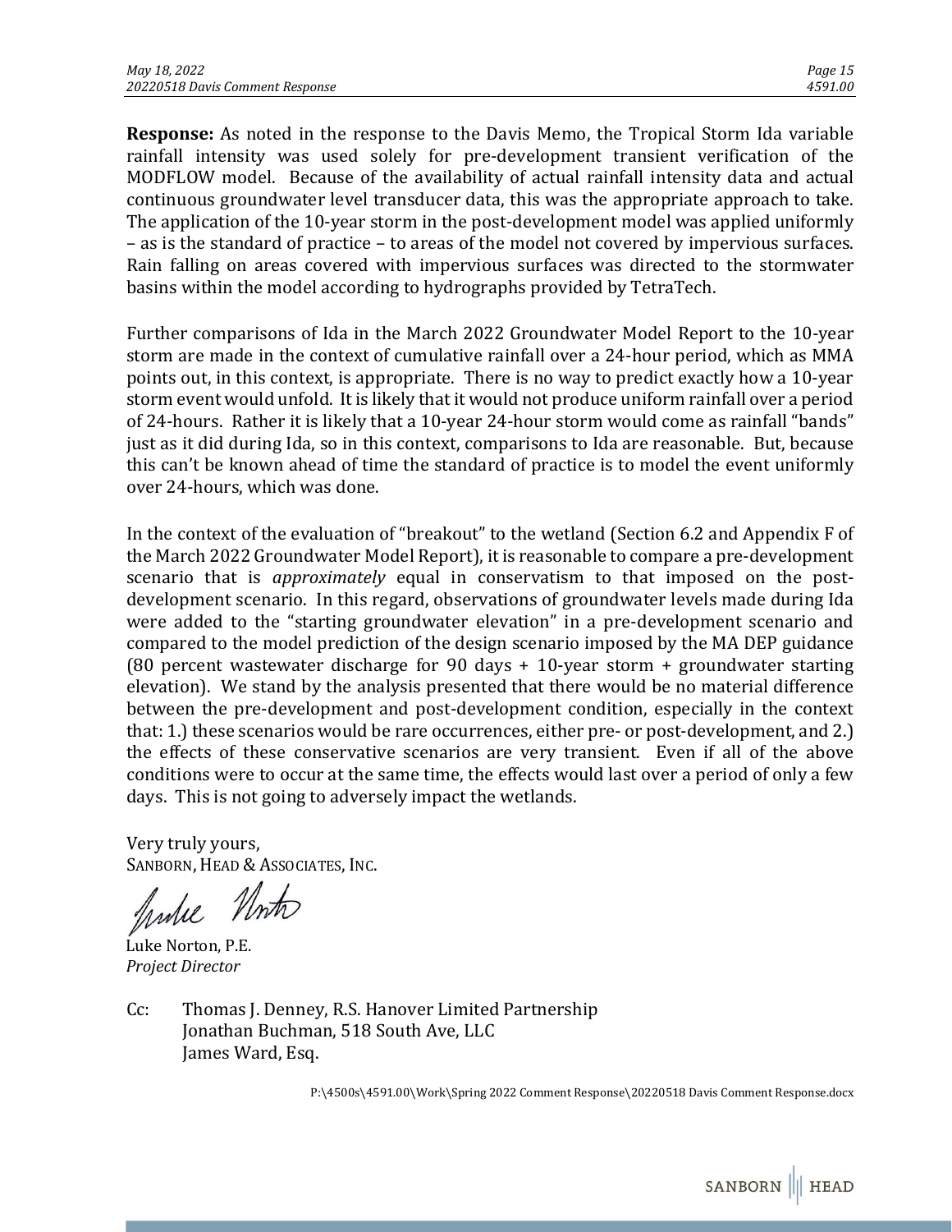**Response:** As noted in the response to the Davis Memo, the Tropical Storm Ida variable rainfall intensity was used solely for pre-development transient verification of the MODFLOW model. Because of the availability of actual rainfall intensity data and actual continuous groundwater level transducer data, this was the appropriate approach to take. The application of the 10-year storm in the post-development model was applied uniformly – as is the standard of practice – to areas of the model not covered by impervious surfaces. Rain falling on areas covered with impervious surfaces was directed to the stormwater basins within the model according to hydrographs provided by TetraTech.

Further comparisons of Ida in the March 2022 Groundwater Model Report to the 10-year storm are made in the context of cumulative rainfall over a 24-hour period, which as MMA points out, in this context, is appropriate. There is no way to predict exactly how a 10-year storm event would unfold. It is likely that it would not produce uniform rainfall over a period of 24-hours. Rather it is likely that a 10-year 24-hour storm would come as rainfall "bands" just as it did during Ida, so in this context, comparisons to Ida are reasonable. But, because this can't be known ahead of time the standard of practice is to model the event uniformly over 24-hours, which was done.

In the context of the evaluation of "breakout" to the wetland (Section 6.2 and Appendix F of the March 2022 Groundwater Model Report), it is reasonable to compare a pre-development scenario that is *approximately* equal in conservatism to that imposed on the post-development scenario. In this regard, observations of groundwater levels made during Ida were added to the "starting groundwater elevation" in a pre-development scenario and compared to the model prediction of the design scenario imposed by the MA DEP guidance (80 percent wastewater discharge for 90 days + 10-year storm + groundwater starting elevation). We stand by the analysis presented that there would be no material difference between the pre-development and post-development condition, especially in the context that: 1.) these scenarios would be rare occurrences, either pre- or post-development, and 2.) the effects of these conservative scenarios are very transient. Even if all of the above conditions were to occur at the same time, the effects would last over a period of only a few days. This is not going to adversely impact the wetlands.

Very truly yours,
SANBORN, HEAD & ASSOCIATES, INC.

Luke Norton, P.E.
*Project Director*

Cc: Thomas J. Denney, R.S. Hanover Limited Partnership
Jonathan Buchman, 518 South Ave, LLC
James Ward, Esq.

P:\4500s\4591.00\Work\Spring 2022 Comment Response\20220518 Davis Comment Response.docx